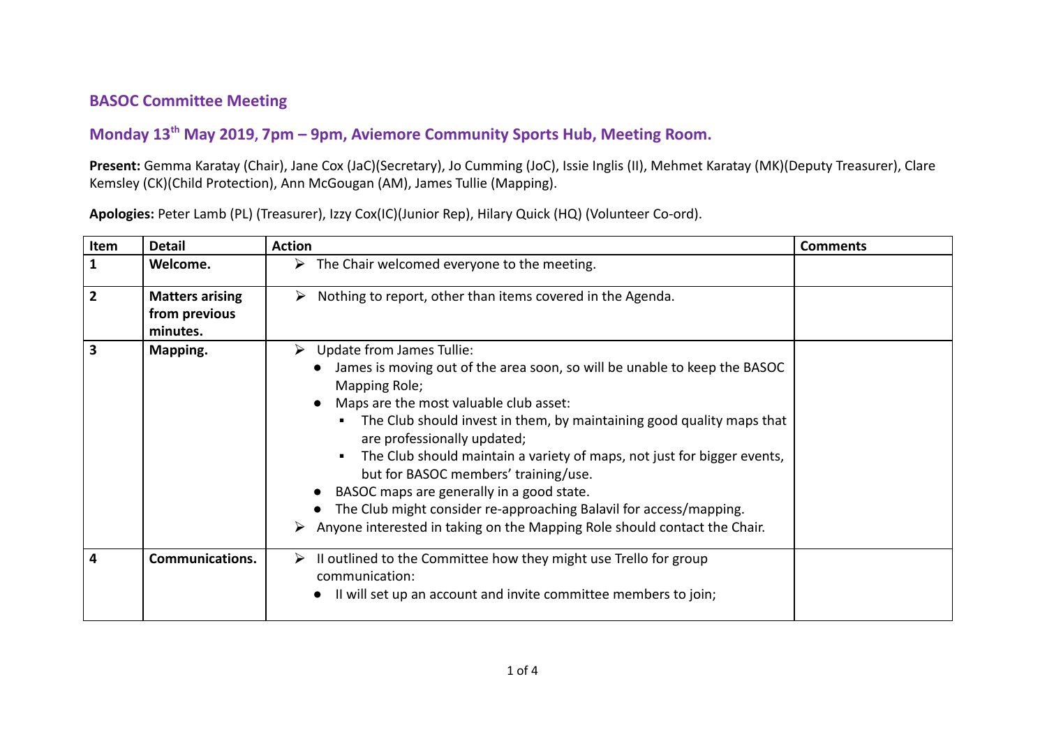## BASOC Committee Meeting

## Monday 13th May 2019, 7pm – 9pm, Aviemore Community Sports Hub, Meeting Room.

**Present:** Gemma Karatay (Chair), Jane Cox (JaC)(Secretary), Jo Cumming (JoC), Issie Inglis (II), Mehmet Karatay (MK)(Deputy Treasurer), Clare Kemsley (CK)(Child Protection), Ann McGougan (AM), James Tullie (Mapping).

**Apologies:** Peter Lamb (PL) (Treasurer), Izzy Cox(IC)(Junior Rep), Hilary Quick (HQ) (Volunteer Co-ord).

| Item | Detail | Action | Comments |
|---|---|---|---|
| **1** | **Welcome.** | ➢ The Chair welcomed everyone to the meeting. | |
| **2** | **Matters arising from previous minutes.** | ➢ Nothing to report, other than items covered in the Agenda. | |
| **3** | **Mapping.** | ➢ Update from James Tullie:<br>● James is moving out of the area soon, so will be unable to keep the BASOC Mapping Role;<br>● Maps are the most valuable club asset:<br>▪ The Club should invest in them, by maintaining good quality maps that are professionally updated;<br>▪ The Club should maintain a variety of maps, not just for bigger events, but for BASOC members' training/use.<br>● BASOC maps are generally in a good state.<br>● The Club might consider re-approaching Balavil for access/mapping.<br>➢ Anyone interested in taking on the Mapping Role should contact the Chair. | |
| **4** | **Communications.** | ➢ II outlined to the Committee how they might use Trello for group communication:<br>● II will set up an account and invite committee members to join; | |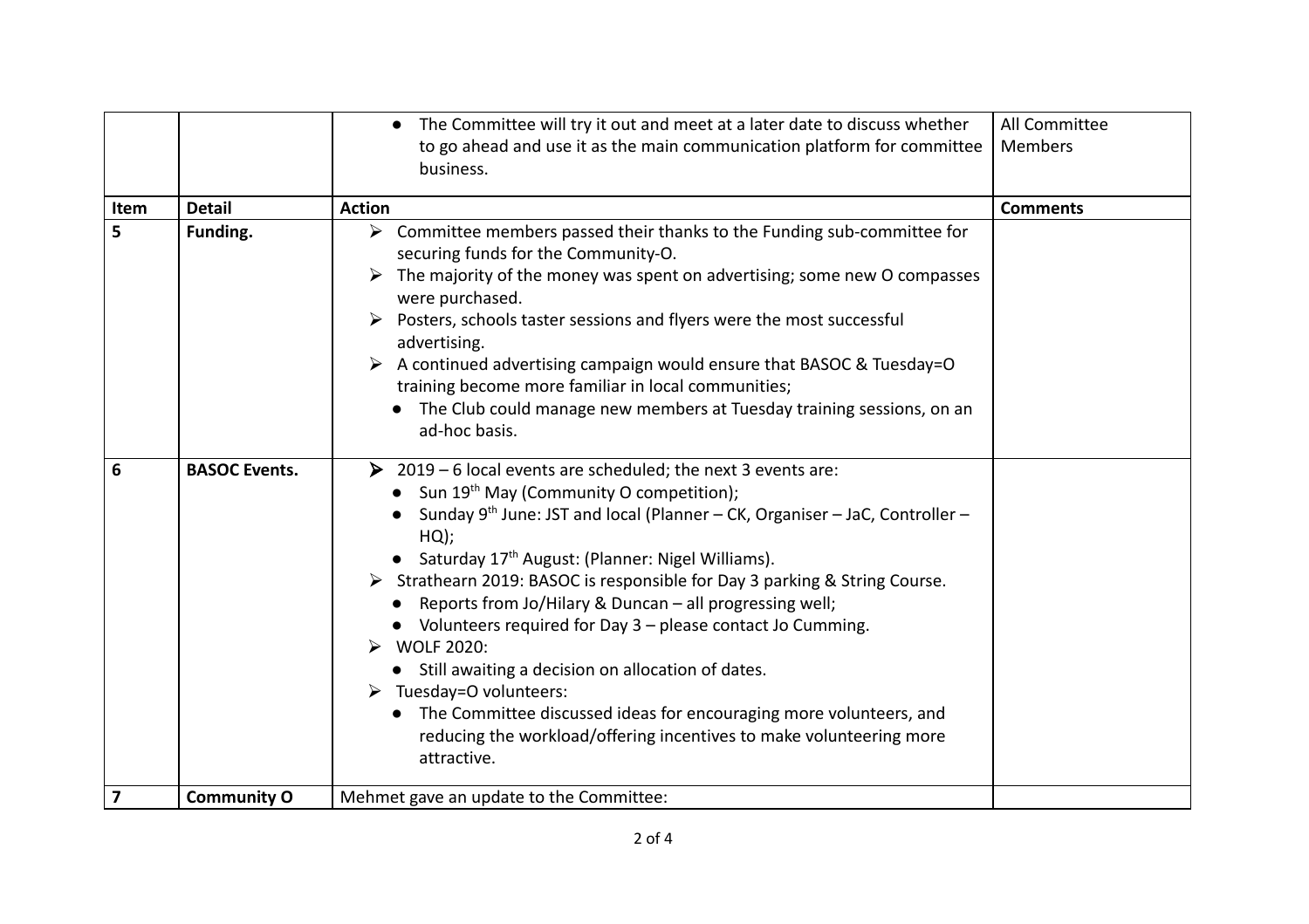| | | | |
|---|---|---|---|
| | | ● The Committee will try it out and meet at a later date to discuss whether to go ahead and use it as the main communication platform for committee business. | All Committee Members |
| **Item** | **Detail** | **Action** | **Comments** |
| **5** | **Funding.** | ➢ Committee members passed their thanks to the Funding sub-committee for securing funds for the Community-O.<br>➢ The majority of the money was spent on advertising; some new O compasses were purchased.<br>➢ Posters, schools taster sessions and flyers were the most successful advertising.<br>➢ A continued advertising campaign would ensure that BASOC & Tuesday=O training become more familiar in local communities;<br>● The Club could manage new members at Tuesday training sessions, on an ad-hoc basis. | |
| **6** | **BASOC Events.** | ➢ 2019 – 6 local events are scheduled; the next 3 events are:<br>● Sun 19th May (Community O competition);<br>● Sunday 9th June: JST and local (Planner – CK, Organiser – JaC, Controller – HQ);<br>● Saturday 17th August: (Planner: Nigel Williams).<br>➢ Strathearn 2019: BASOC is responsible for Day 3 parking & String Course.<br>● Reports from Jo/Hilary & Duncan – all progressing well;<br>● Volunteers required for Day 3 – please contact Jo Cumming.<br>➢ WOLF 2020:<br>● Still awaiting a decision on allocation of dates.<br>➢ Tuesday=O volunteers:<br>● The Committee discussed ideas for encouraging more volunteers, and reducing the workload/offering incentives to make volunteering more attractive. | |
| **7** | **Community O** | Mehmet gave an update to the Committee: | |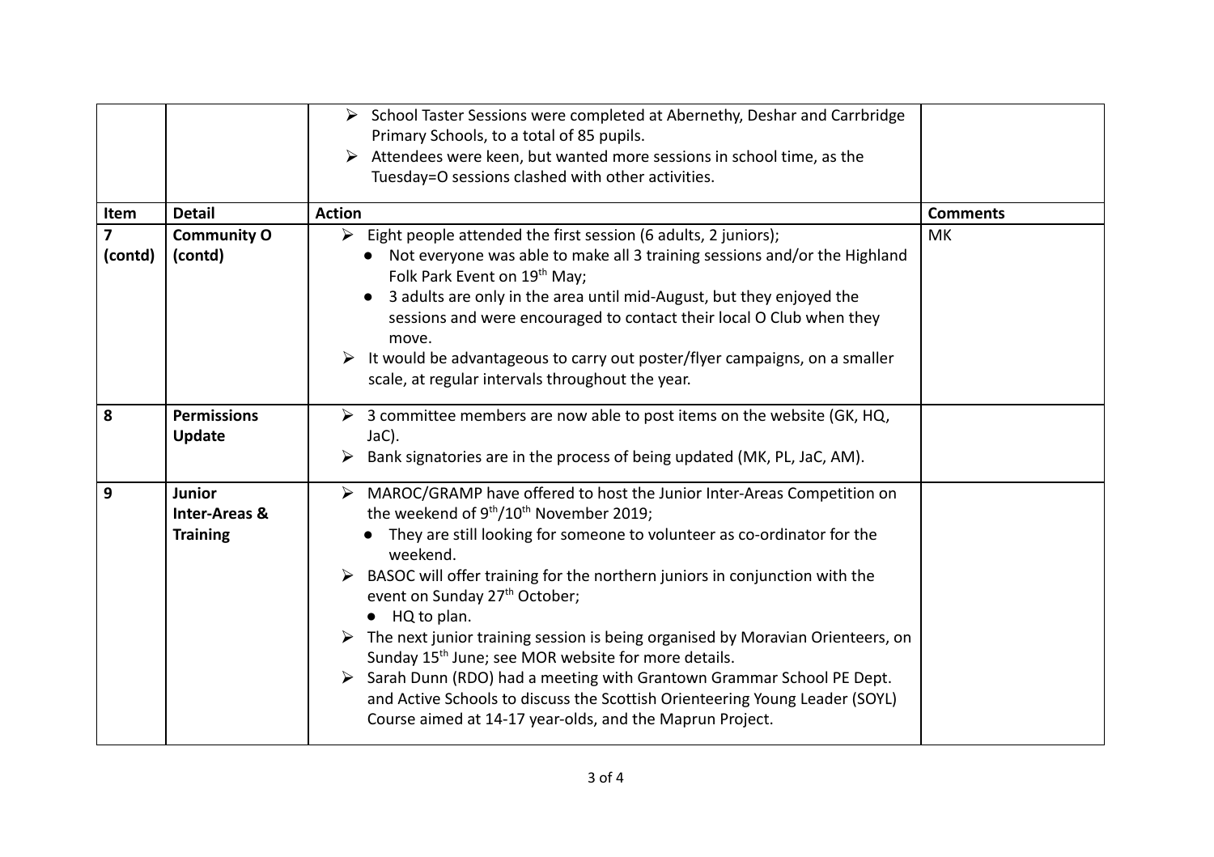| | | | |
|---|---|---|---|
| | | ➢ School Taster Sessions were completed at Abernethy, Deshar and Carrbridge Primary Schools, to a total of 85 pupils.<br>➢ Attendees were keen, but wanted more sessions in school time, as the Tuesday=O sessions clashed with other activities. | |
| **Item** | **Detail** | **Action** | **Comments** |
| **7 (contd)** | **Community O (contd)** | ➢ Eight people attended the first session (6 adults, 2 juniors);<br>● Not everyone was able to make all 3 training sessions and/or the Highland Folk Park Event on 19th May;<br>● 3 adults are only in the area until mid-August, but they enjoyed the sessions and were encouraged to contact their local O Club when they move.<br>➢ It would be advantageous to carry out poster/flyer campaigns, on a smaller scale, at regular intervals throughout the year. | MK |
| **8** | **Permissions Update** | ➢ 3 committee members are now able to post items on the website (GK, HQ, JaC).<br>➢ Bank signatories are in the process of being updated (MK, PL, JaC, AM). | |
| **9** | **Junior Inter-Areas & Training** | ➢ MAROC/GRAMP have offered to host the Junior Inter-Areas Competition on the weekend of 9th/10th November 2019;<br>● They are still looking for someone to volunteer as co-ordinator for the weekend.<br>➢ BASOC will offer training for the northern juniors in conjunction with the event on Sunday 27th October;<br>● HQ to plan.<br>➢ The next junior training session is being organised by Moravian Orienteers, on Sunday 15th June; see MOR website for more details.<br>➢ Sarah Dunn (RDO) had a meeting with Grantown Grammar School PE Dept. and Active Schools to discuss the Scottish Orienteering Young Leader (SOYL) Course aimed at 14-17 year-olds, and the Maprun Project. | |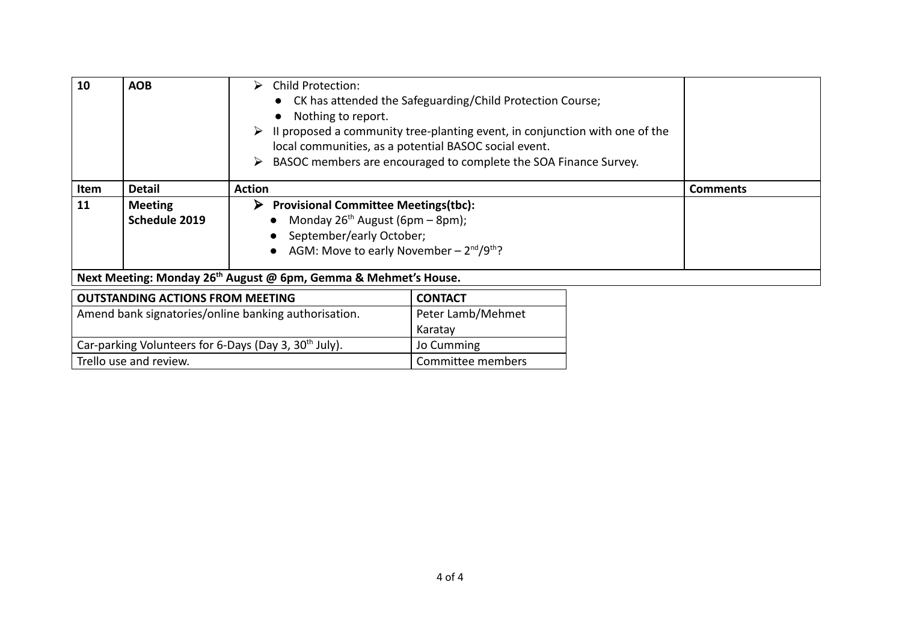| | | | |
|---|---|---|---|
| **10** | **AOB** | ➢ Child Protection:<br>● CK has attended the Safeguarding/Child Protection Course;<br>● Nothing to report.<br>➢ II proposed a community tree-planting event, in conjunction with one of the local communities, as a potential BASOC social event.<br>➢ BASOC members are encouraged to complete the SOA Finance Survey. | |
| **Item** | **Detail** | **Action** | **Comments** |
| **11** | **Meeting Schedule 2019** | ➢ **Provisional Committee Meetings(tbc):**<br>● Monday 26th August (6pm – 8pm);<br>● September/early October;<br>● AGM: Move to early November – 2nd/9th? | |

**Next Meeting: Monday 26th August @ 6pm, Gemma & Mehmet's House.**

| OUTSTANDING ACTIONS FROM MEETING | CONTACT |
|---|---|
| Amend bank signatories/online banking authorisation. | Peter Lamb/Mehmet Karatay |
| Car-parking Volunteers for 6-Days (Day 3, 30th July). | Jo Cumming |
| Trello use and review. | Committee members |